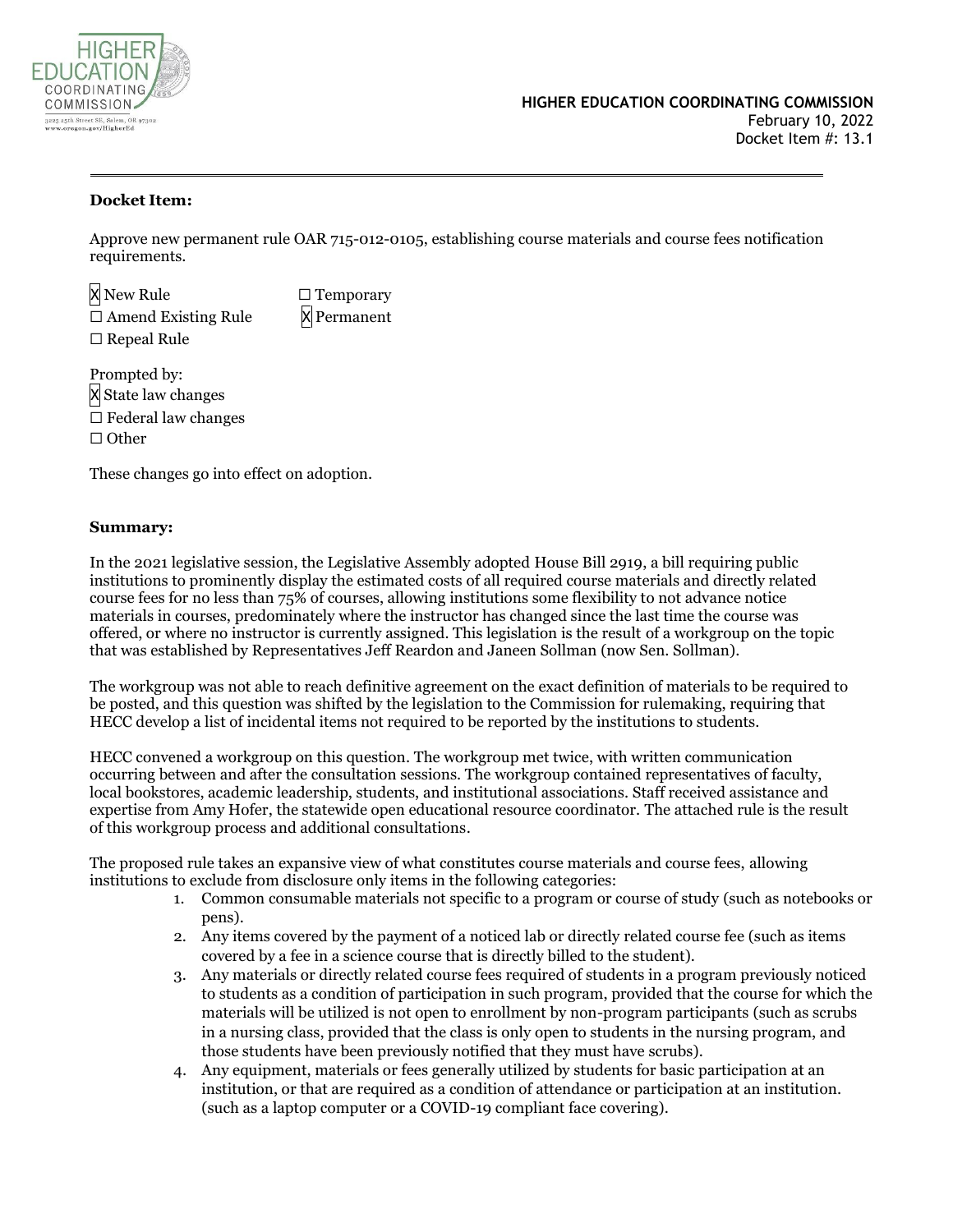**HIGHER EDUCATION COORDINATING COMMISSION**
February 10, 2022
Docket Item #: 13.1

---

**Docket Item:**

Approve new permanent rule OAR 715-012-0105, establishing course materials and course fees notification requirements.

☒ New Rule ☐ Temporary
☐ Amend Existing Rule ☒ Permanent
☐ Repeal Rule

Prompted by:
☒ State law changes
☐ Federal law changes
☐ Other

These changes go into effect on adoption.

**Summary:**

In the 2021 legislative session, the Legislative Assembly adopted House Bill 2919, a bill requiring public institutions to prominently display the estimated costs of all required course materials and directly related course fees for no less than 75% of courses, allowing institutions some flexibility to not advance notice materials in courses, predominately where the instructor has changed since the last time the course was offered, or where no instructor is currently assigned. This legislation is the result of a workgroup on the topic that was established by Representatives Jeff Reardon and Janeen Sollman (now Sen. Sollman).

The workgroup was not able to reach definitive agreement on the exact definition of materials to be required to be posted, and this question was shifted by the legislation to the Commission for rulemaking, requiring that HECC develop a list of incidental items not required to be reported by the institutions to students.

HECC convened a workgroup on this question. The workgroup met twice, with written communication occurring between and after the consultation sessions. The workgroup contained representatives of faculty, local bookstores, academic leadership, students, and institutional associations. Staff received assistance and expertise from Amy Hofer, the statewide open educational resource coordinator. The attached rule is the result of this workgroup process and additional consultations.

The proposed rule takes an expansive view of what constitutes course materials and course fees, allowing institutions to exclude from disclosure only items in the following categories:

1. Common consumable materials not specific to a program or course of study (such as notebooks or pens).
2. Any items covered by the payment of a noticed lab or directly related course fee (such as items covered by a fee in a science course that is directly billed to the student).
3. Any materials or directly related course fees required of students in a program previously noticed to students as a condition of participation in such program, provided that the course for which the materials will be utilized is not open to enrollment by non-program participants (such as scrubs in a nursing class, provided that the class is only open to students in the nursing program, and those students have been previously notified that they must have scrubs).
4. Any equipment, materials or fees generally utilized by students for basic participation at an institution, or that are required as a condition of attendance or participation at an institution. (such as a laptop computer or a COVID-19 compliant face covering).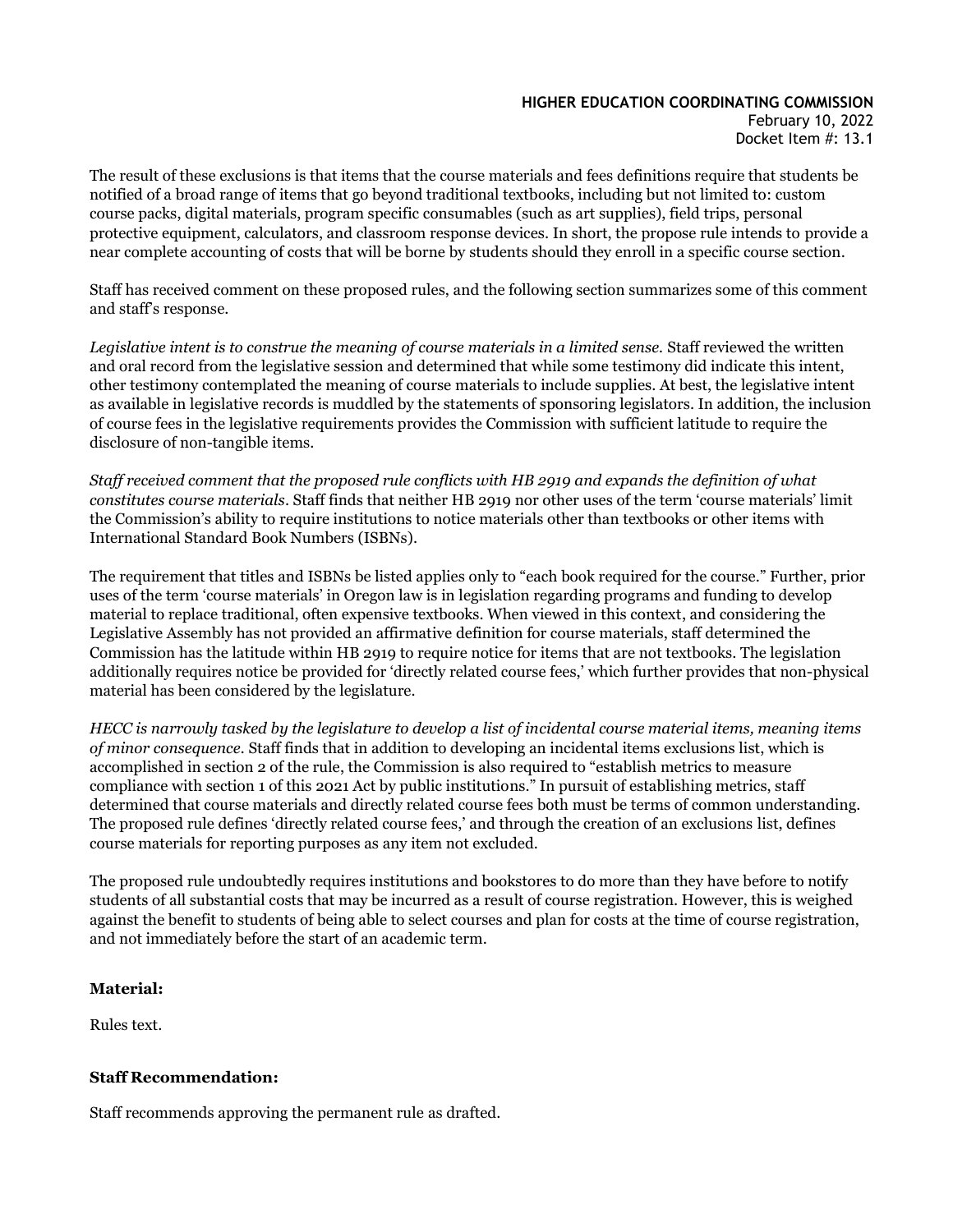The result of these exclusions is that items that the course materials and fees definitions require that students be notified of a broad range of items that go beyond traditional textbooks, including but not limited to: custom course packs, digital materials, program specific consumables (such as art supplies), field trips, personal protective equipment, calculators, and classroom response devices. In short, the propose rule intends to provide a near complete accounting of costs that will be borne by students should they enroll in a specific course section.

Staff has received comment on these proposed rules, and the following section summarizes some of this comment and staff's response.

*Legislative intent is to construe the meaning of course materials in a limited sense.* Staff reviewed the written and oral record from the legislative session and determined that while some testimony did indicate this intent, other testimony contemplated the meaning of course materials to include supplies. At best, the legislative intent as available in legislative records is muddled by the statements of sponsoring legislators. In addition, the inclusion of course fees in the legislative requirements provides the Commission with sufficient latitude to require the disclosure of non-tangible items.

*Staff received comment that the proposed rule conflicts with HB 2919 and expands the definition of what constitutes course materials.* Staff finds that neither HB 2919 nor other uses of the term 'course materials' limit the Commission's ability to require institutions to notice materials other than textbooks or other items with International Standard Book Numbers (ISBNs).

The requirement that titles and ISBNs be listed applies only to "each book required for the course." Further, prior uses of the term 'course materials' in Oregon law is in legislation regarding programs and funding to develop material to replace traditional, often expensive textbooks. When viewed in this context, and considering the Legislative Assembly has not provided an affirmative definition for course materials, staff determined the Commission has the latitude within HB 2919 to require notice for items that are not textbooks. The legislation additionally requires notice be provided for 'directly related course fees,' which further provides that non-physical material has been considered by the legislature.

*HECC is narrowly tasked by the legislature to develop a list of incidental course material items, meaning items of minor consequence.* Staff finds that in addition to developing an incidental items exclusions list, which is accomplished in section 2 of the rule, the Commission is also required to "establish metrics to measure compliance with section 1 of this 2021 Act by public institutions." In pursuit of establishing metrics, staff determined that course materials and directly related course fees both must be terms of common understanding. The proposed rule defines 'directly related course fees,' and through the creation of an exclusions list, defines course materials for reporting purposes as any item not excluded.

The proposed rule undoubtedly requires institutions and bookstores to do more than they have before to notify students of all substantial costs that may be incurred as a result of course registration. However, this is weighed against the benefit to students of being able to select courses and plan for costs at the time of course registration, and not immediately before the start of an academic term.

**Material:**

Rules text.

**Staff Recommendation:**

Staff recommends approving the permanent rule as drafted.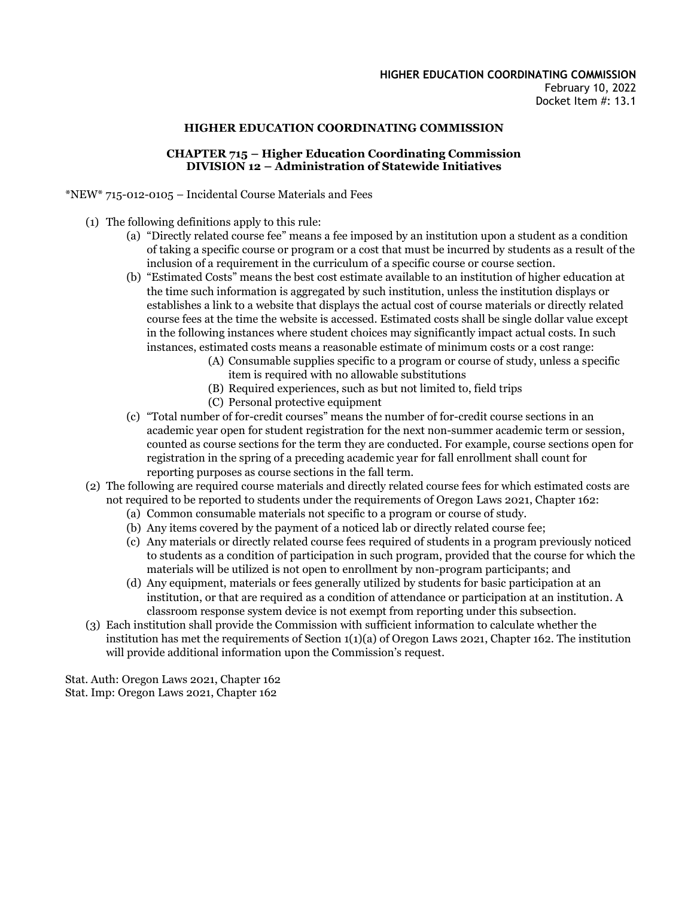**HIGHER EDUCATION COORDINATING COMMISSION**
February 10, 2022
Docket Item #: 13.1

**HIGHER EDUCATION COORDINATING COMMISSION**

**CHAPTER 715 – Higher Education Coordinating Commission**
**DIVISION 12 – Administration of Statewide Initiatives**

*NEW* 715-012-0105 – Incidental Course Materials and Fees

(1) The following definitions apply to this rule:
   (a) "Directly related course fee" means a fee imposed by an institution upon a student as a condition of taking a specific course or program or a cost that must be incurred by students as a result of the inclusion of a requirement in the curriculum of a specific course or course section.
   (b) "Estimated Costs" means the best cost estimate available to an institution of higher education at the time such information is aggregated by such institution, unless the institution displays or establishes a link to a website that displays the actual cost of course materials or directly related course fees at the time the website is accessed. Estimated costs shall be single dollar value except in the following instances where student choices may significantly impact actual costs. In such instances, estimated costs means a reasonable estimate of minimum costs or a cost range:
      (A) Consumable supplies specific to a program or course of study, unless a specific item is required with no allowable substitutions
      (B) Required experiences, such as but not limited to, field trips
      (C) Personal protective equipment
   (c) "Total number of for-credit courses" means the number of for-credit course sections in an academic year open for student registration for the next non-summer academic term or session, counted as course sections for the term they are conducted. For example, course sections open for registration in the spring of a preceding academic year for fall enrollment shall count for reporting purposes as course sections in the fall term.

(2) The following are required course materials and directly related course fees for which estimated costs are not required to be reported to students under the requirements of Oregon Laws 2021, Chapter 162:
   (a) Common consumable materials not specific to a program or course of study.
   (b) Any items covered by the payment of a noticed lab or directly related course fee;
   (c) Any materials or directly related course fees required of students in a program previously noticed to students as a condition of participation in such program, provided that the course for which the materials will be utilized is not open to enrollment by non-program participants; and
   (d) Any equipment, materials or fees generally utilized by students for basic participation at an institution, or that are required as a condition of attendance or participation at an institution. A classroom response system device is not exempt from reporting under this subsection.

(3) Each institution shall provide the Commission with sufficient information to calculate whether the institution has met the requirements of Section 1(1)(a) of Oregon Laws 2021, Chapter 162. The institution will provide additional information upon the Commission's request.

Stat. Auth: Oregon Laws 2021, Chapter 162
Stat. Imp: Oregon Laws 2021, Chapter 162